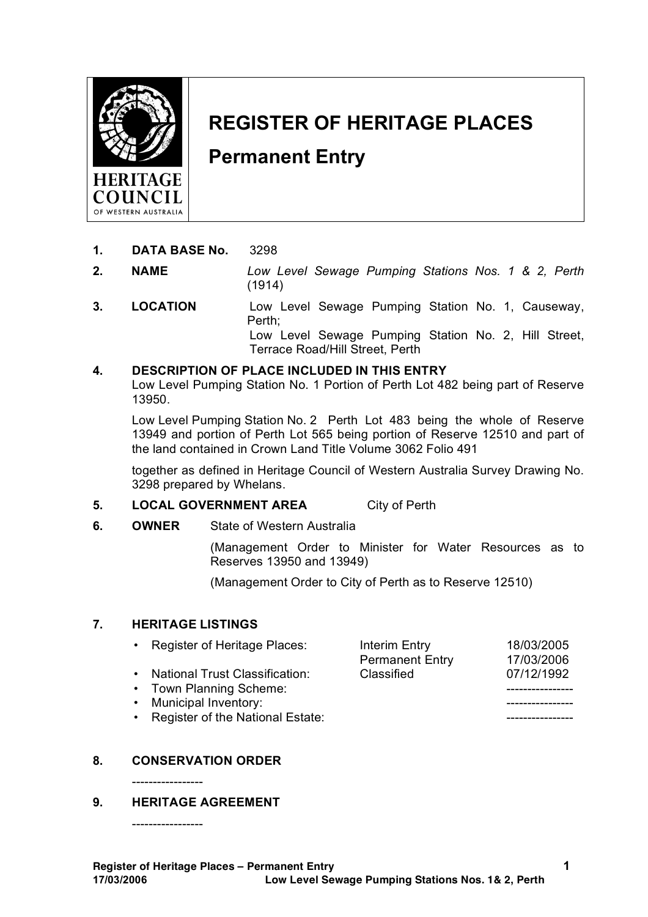HERITAGE COUNCIL OF WESTERN AUSTRALIA

# REGISTER OF HERITAGE PLACES

## Permanent Entry

**1. DATA BASE No.** 3298

**2. NAME** *Low Level Sewage Pumping Stations Nos. 1 & 2, Perth* (1914)

**3. LOCATION** Low Level Sewage Pumping Station No. 1, Causeway, Perth;
Low Level Sewage Pumping Station No. 2, Hill Street, Terrace Road/Hill Street, Perth

**4. DESCRIPTION OF PLACE INCLUDED IN THIS ENTRY**

Low Level Pumping Station No. 1 Portion of Perth Lot 482 being part of Reserve 13950.

Low Level Pumping Station No. 2 Perth Lot 483 being the whole of Reserve 13949 and portion of Perth Lot 565 being portion of Reserve 12510 and part of the land contained in Crown Land Title Volume 3062 Folio 491

together as defined in Heritage Council of Western Australia Survey Drawing No. 3298 prepared by Whelans.

**5. LOCAL GOVERNMENT AREA** City of Perth

**6. OWNER** State of Western Australia

(Management Order to Minister for Water Resources as to Reserves 13950 and 13949)

(Management Order to City of Perth as to Reserve 12510)

**7. HERITAGE LISTINGS**

| | | |
|---|---|---|
| • Register of Heritage Places: | Interim Entry | 18/03/2005 |
| | Permanent Entry | 17/03/2006 |
| • National Trust Classification: | Classified | 07/12/1992 |
| • Town Planning Scheme: | | ---------------- |
| • Municipal Inventory: | | ---------------- |
| • Register of the National Estate: | | ---------------- |

**8. CONSERVATION ORDER**

-----------------

**9. HERITAGE AGREEMENT**

-----------------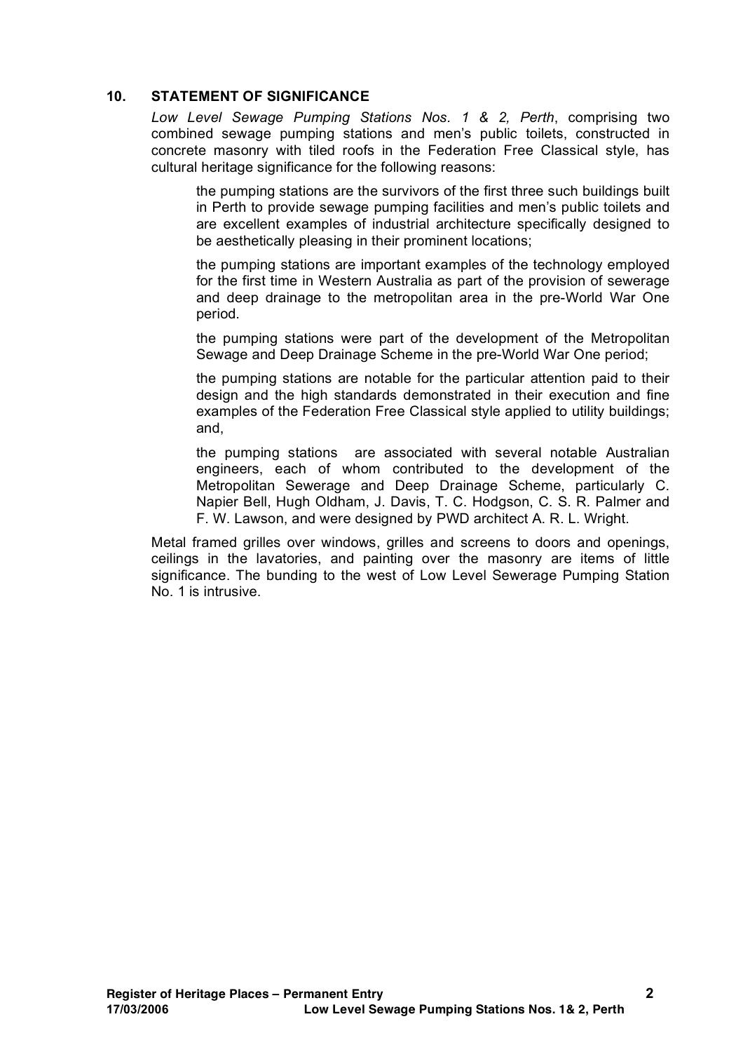## 10. STATEMENT OF SIGNIFICANCE

*Low Level Sewage Pumping Stations Nos. 1 & 2, Perth*, comprising two combined sewage pumping stations and men's public toilets, constructed in concrete masonry with tiled roofs in the Federation Free Classical style, has cultural heritage significance for the following reasons:

> the pumping stations are the survivors of the first three such buildings built in Perth to provide sewage pumping facilities and men's public toilets and are excellent examples of industrial architecture specifically designed to be aesthetically pleasing in their prominent locations;
>
> the pumping stations are important examples of the technology employed for the first time in Western Australia as part of the provision of sewerage and deep drainage to the metropolitan area in the pre-World War One period.
>
> the pumping stations were part of the development of the Metropolitan Sewage and Deep Drainage Scheme in the pre-World War One period;
>
> the pumping stations are notable for the particular attention paid to their design and the high standards demonstrated in their execution and fine examples of the Federation Free Classical style applied to utility buildings; and,
>
> the pumping stations are associated with several notable Australian engineers, each of whom contributed to the development of the Metropolitan Sewerage and Deep Drainage Scheme, particularly C. Napier Bell, Hugh Oldham, J. Davis, T. C. Hodgson, C. S. R. Palmer and F. W. Lawson, and were designed by PWD architect A. R. L. Wright.

Metal framed grilles over windows, grilles and screens to doors and openings, ceilings in the lavatories, and painting over the masonry are items of little significance. The bunding to the west of Low Level Sewerage Pumping Station No. 1 is intrusive.